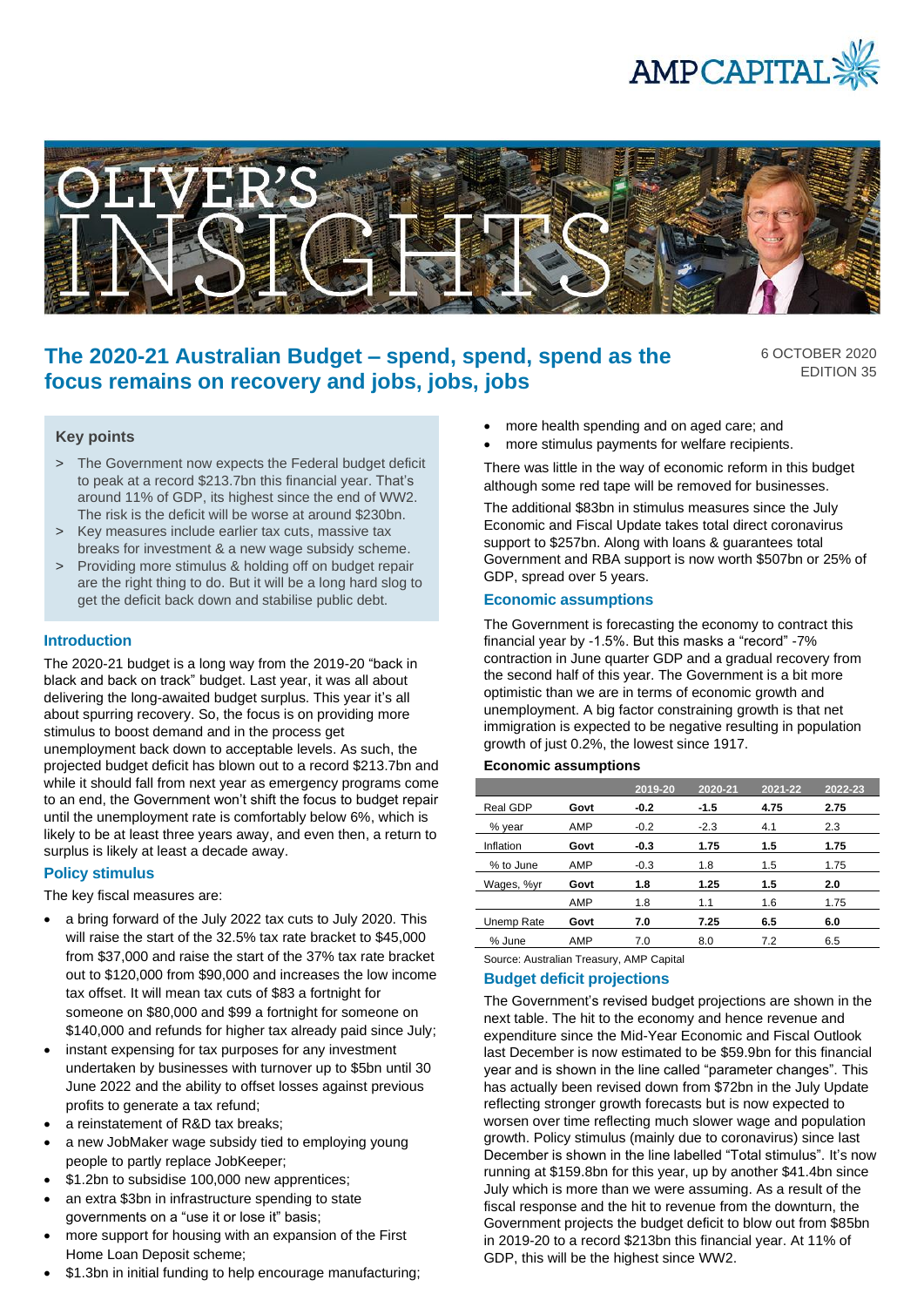# The 2020-21 Australian Budget – spend, spend, spend as the focus remains on recovery and jobs, jobs, jobs

6 OCTOBER 2020
EDITION 35

## Key points

> The Government now expects the Federal budget deficit to peak at a record $213.7bn this financial year. That's around 11% of GDP, its highest since the end of WW2. The risk is the deficit will be worse at around $230bn.

> Key measures include earlier tax cuts, massive tax breaks for investment & a new wage subsidy scheme.

> Providing more stimulus & holding off on budget repair are the right thing to do. But it will be a long hard slog to get the deficit back down and stabilise public debt.

## Introduction

The 2020-21 budget is a long way from the 2019-20 "back in black and back on track" budget. Last year, it was all about delivering the long-awaited budget surplus. This year it's all about spurring recovery. So, the focus is on providing more stimulus to boost demand and in the process get unemployment back down to acceptable levels. As such, the projected budget deficit has blown out to a record $213.7bn and while it should fall from next year as emergency programs come to an end, the Government won't shift the focus to budget repair until the unemployment rate is comfortably below 6%, which is likely to be at least three years away, and even then, a return to surplus is likely at least a decade away.

## Policy stimulus

The key fiscal measures are:

- a bring forward of the July 2022 tax cuts to July 2020. This will raise the start of the 32.5% tax rate bracket to $45,000 from $37,000 and raise the start of the 37% tax rate bracket out to $120,000 from $90,000 and increases the low income tax offset. It will mean tax cuts of $83 a fortnight for someone on $80,000 and $99 a fortnight for someone on $140,000 and refunds for higher tax already paid since July;
- instant expensing for tax purposes for any investment undertaken by businesses with turnover up to $5bn until 30 June 2022 and the ability to offset losses against previous profits to generate a tax refund;
- a reinstatement of R&D tax breaks;
- a new JobMaker wage subsidy tied to employing young people to partly replace JobKeeper;
- $1.2bn to subsidise 100,000 new apprentices;
- an extra $3bn in infrastructure spending to state governments on a "use it or lose it" basis;
- more support for housing with an expansion of the First Home Loan Deposit scheme;
- $1.3bn in initial funding to help encourage manufacturing;
- more health spending and on aged care; and
- more stimulus payments for welfare recipients.

There was little in the way of economic reform in this budget although some red tape will be removed for businesses.

The additional $83bn in stimulus measures since the July Economic and Fiscal Update takes total direct coronavirus support to $257bn. Along with loans & guarantees total Government and RBA support is now worth $507bn or 25% of GDP, spread over 5 years.

## Economic assumptions

The Government is forecasting the economy to contract this financial year by -1.5%. But this masks a "record" -7% contraction in June quarter GDP and a gradual recovery from the second half of this year. The Government is a bit more optimistic than we are in terms of economic growth and unemployment. A big factor constraining growth is that net immigration is expected to be negative resulting in population growth of just 0.2%, the lowest since 1917.

**Economic assumptions**

| | | 2019-20 | 2020-21 | 2021-22 | 2022-23 |
|---|---|---|---|---|---|
| Real GDP | **Govt** | **-0.2** | **-1.5** | **4.75** | **2.75** |
| % year | AMP | -0.2 | -2.3 | 4.1 | 2.3 |
| Inflation | **Govt** | **-0.3** | **1.75** | **1.5** | **1.75** |
| % to June | AMP | -0.3 | 1.8 | 1.5 | 1.75 |
| Wages, %yr | **Govt** | **1.8** | **1.25** | **1.5** | **2.0** |
| | AMP | 1.8 | 1.1 | 1.6 | 1.75 |
| Unemp Rate | **Govt** | **7.0** | **7.25** | **6.5** | **6.0** |
| % June | AMP | 7.0 | 8.0 | 7.2 | 6.5 |

Source: Australian Treasury, AMP Capital

## Budget deficit projections

The Government's revised budget projections are shown in the next table. The hit to the economy and hence revenue and expenditure since the Mid-Year Economic and Fiscal Outlook last December is now estimated to be $59.9bn for this financial year and is shown in the line called "parameter changes". This has actually been revised down from $72bn in the July Update reflecting stronger growth forecasts but is now expected to worsen over time reflecting much slower wage and population growth. Policy stimulus (mainly due to coronavirus) since last December is shown in the line labelled "Total stimulus". It's now running at $159.8bn for this year, up by another $41.4bn since July which is more than we were assuming. As a result of the fiscal response and the hit to revenue from the downturn, the Government projects the budget deficit to blow out from $85bn in 2019-20 to a record $213bn this financial year. At 11% of GDP, this will be the highest since WW2.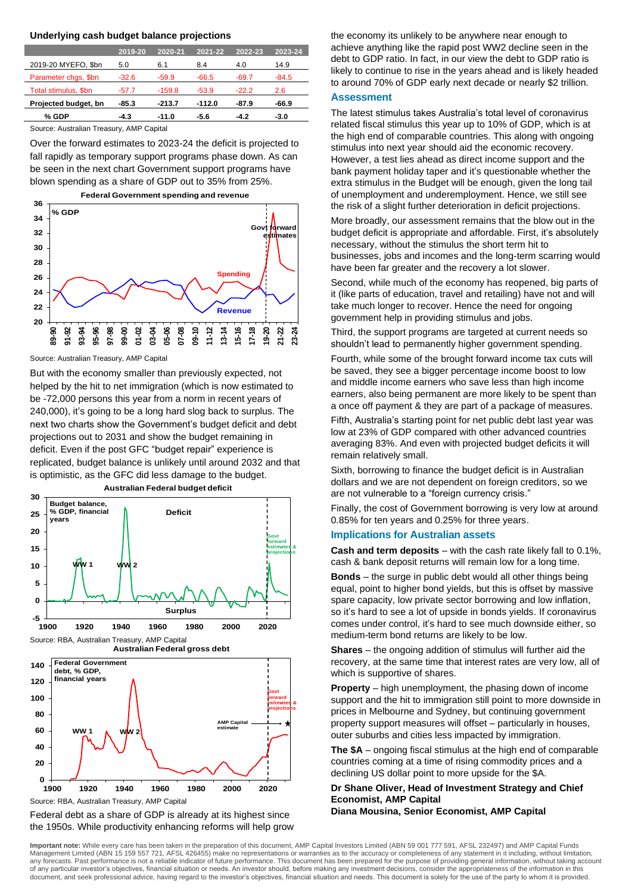**Underlying cash budget balance projections**

| | 2019-20 | 2020-21 | 2021-22 | 2022-23 | 2023-24 |
|---|---|---|---|---|---|
| 2019-20 MYEFO, $bn | 5.0 | 6.1 | 8.4 | 4.0 | 14.9 |
| Parameter chgs, $bn | -32.6 | -59.9 | -66.5 | -69.7 | -84.5 |
| Total stimulus, $bn | -57.7 | -159.8 | -53.9 | -22.2 | 2.6 |
| **Projected budget, bn** | **-85.3** | **-213.7** | **-112.0** | **-87.9** | **-66.9** |
| **% GDP** | **-4.3** | **-11.0** | **-5.6** | **-4.2** | **-3.0** |

Source: Australian Treasury, AMP Capital

Over the forward estimates to 2023-24 the deficit is projected to fall rapidly as temporary support programs phase down. As can be seen in the next chart Government support programs have blown spending as a share of GDP out to 35% from 25%.

**Federal Government spending and revenue**

% GDP
Govt forward estimates
Spending
Revenue
36
34
32
30
28
26
24
22
20
89-90 91-92 93-94 95-96 97-98 99-00 01-02 03-04 05-06 07-08 09-10 11-12 13-14 15-16 17-18 19-20 21-22 23-24

Source: Australian Treasury, AMP Capital

But with the economy smaller than previously expected, not helped by the hit to net immigration (which is now estimated to be -72,000 persons this year from a norm in recent years of 240,000), it's going to be a long hard slog back to surplus. The next two charts show the Government's budget deficit and debt projections out to 2031 and show the budget remaining in deficit. Even if the post GFC "budget repair" experience is replicated, budget balance is unlikely until around 2032 and that is optimistic, as the GFC did less damage to the budget.

**Australian Federal budget deficit**

Budget balance, % GDP, financial years
Deficit
WW 1
WW 2
Govt forward estimates & projections
Surplus
30
25
20
15
10
5
0
-5
1900 1920 1940 1960 1980 2000 2020

Source: RBA, Australian Treasury, AMP Capital

**Australian Federal gross debt**

Federal Government debt, % GDP, financial years
WW 1
WW 2
Govt forward estimates & projections
AMP Capital estimate
140
120
100
80
60
40
20
0
1900 1920 1940 1960 1980 2000 2020

Source: RBA, Australian Treasury, AMP Capital

Federal debt as a share of GDP is already at its highest since the 1950s. While productivity enhancing reforms will help grow the economy its unlikely to be anywhere near enough to achieve anything like the rapid post WW2 decline seen in the debt to GDP ratio. In fact, in our view the debt to GDP ratio is likely to continue to rise in the years ahead and is likely headed to around 70% of GDP early next decade or nearly $2 trillion.

## Assessment

The latest stimulus takes Australia's total level of coronavirus related fiscal stimulus this year up to 10% of GDP, which is at the high end of comparable countries. This along with ongoing stimulus into next year should aid the economic recovery. However, a test lies ahead as direct income support and the bank payment holiday taper and it's questionable whether the extra stimulus in the Budget will be enough, given the long tail of unemployment and underemployment. Hence, we still see the risk of a slight further deterioration in deficit projections.

More broadly, our assessment remains that the blow out in the budget deficit is appropriate and affordable. First, it's absolutely necessary, without the stimulus the short term hit to businesses, jobs and incomes and the long-term scarring would have been far greater and the recovery a lot slower.

Second, while much of the economy has reopened, big parts of it (like parts of education, travel and retailing) have not and will take much longer to recover. Hence the need for ongoing government help in providing stimulus and jobs.

Third, the support programs are targeted at current needs so shouldn't lead to permanently higher government spending.

Fourth, while some of the brought forward income tax cuts will be saved, they see a bigger percentage income boost to low and middle income earners who save less than high income earners, also being permanent are more likely to be spent than a once off payment & they are part of a package of measures.

Fifth, Australia's starting point for net public debt last year was low at 23% of GDP compared with other advanced countries averaging 83%. And even with projected budget deficits it will remain relatively small.

Sixth, borrowing to finance the budget deficit is in Australian dollars and we are not dependent on foreign creditors, so we are not vulnerable to a "foreign currency crisis."

Finally, the cost of Government borrowing is very low at around 0.85% for ten years and 0.25% for three years.

## Implications for Australian assets

**Cash and term deposits** – with the cash rate likely fall to 0.1%, cash & bank deposit returns will remain low for a long time.

**Bonds** – the surge in public debt would all other things being equal, point to higher bond yields, but this is offset by massive spare capacity, low private sector borrowing and low inflation, so it's hard to see a lot of upside in bonds yields. If coronavirus comes under control, it's hard to see much downside either, so medium-term bond returns are likely to be low.

**Shares** – the ongoing addition of stimulus will further aid the recovery, at the same time that interest rates are very low, all of which is supportive of shares.

**Property** – high unemployment, the phasing down of income support and the hit to immigration still point to more downside in prices in Melbourne and Sydney, but continuing government property support measures will offset – particularly in houses, outer suburbs and cities less impacted by immigration.

**The $A** – ongoing fiscal stimulus at the high end of comparable countries coming at a time of rising commodity prices and a declining US dollar point to more upside for the $A.

**Dr Shane Oliver, Head of Investment Strategy and Chief Economist, AMP Capital**
**Diana Mousina, Senior Economist, AMP Capital**

**Important note:** While every care has been taken in the preparation of this document, AMP Capital Investors Limited (ABN 59 001 777 591, AFSL 232497) and AMP Capital Funds Management Limited (ABN 15 159 557 721, AFSL 426455) make no representations or warranties as to the accuracy or completeness of any statement in it including, without limitation, any forecasts. Past performance is not a reliable indicator of future performance. This document has been prepared for the purpose of providing general information, without taking account of any particular investor's objectives, financial situation or needs. An investor should, before making any investment decisions, consider the appropriateness of the information in this document, and seek professional advice, having regard to the investor's objectives, financial situation and needs. This document is solely for the use of the party to whom it is provided.